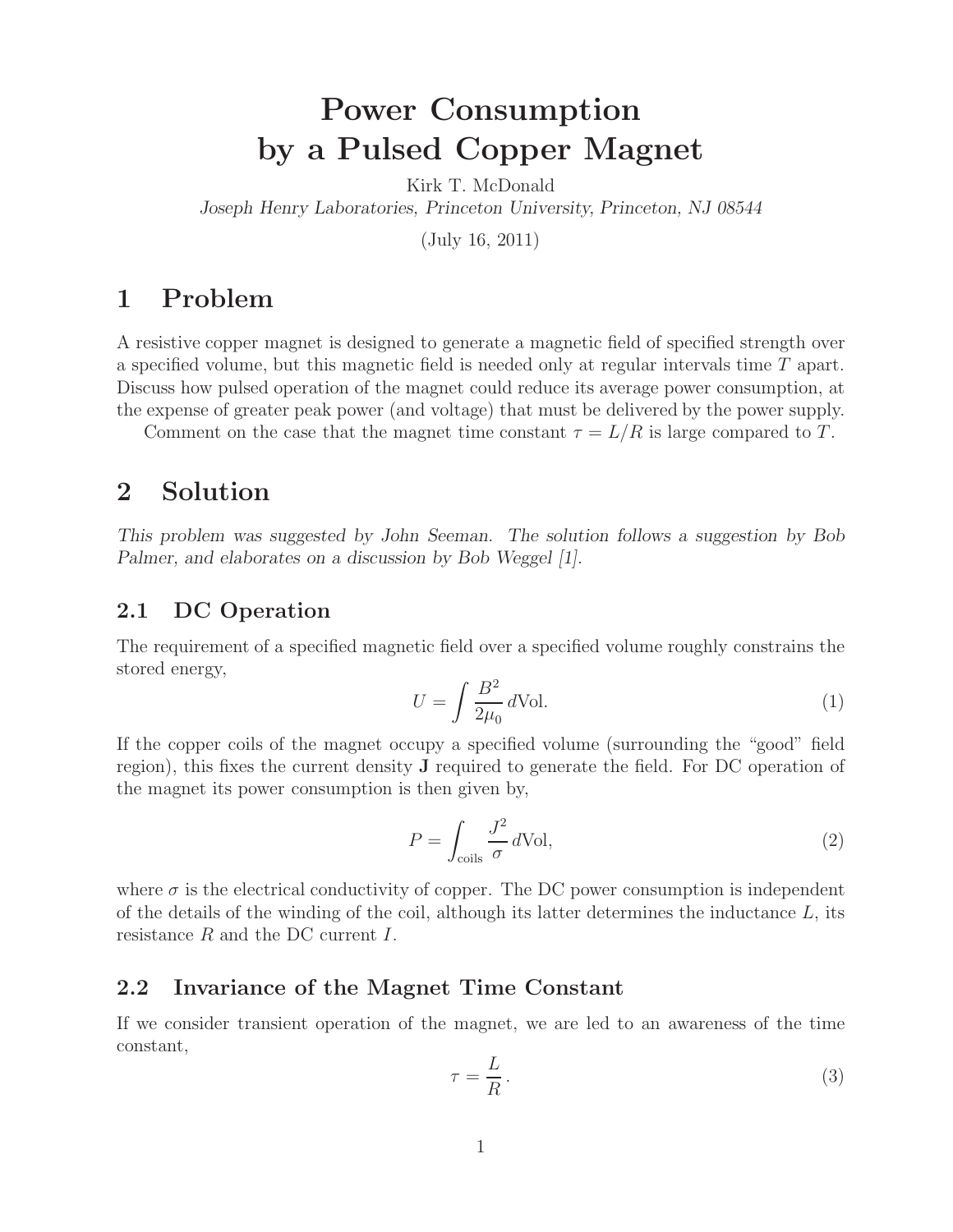# Power Consumption by a Pulsed Copper Magnet

Kirk T. McDonald

*Joseph Henry Laboratories, Princeton University, Princeton, NJ 08544*

(July 16, 2011)

## 1 Problem

A resistive copper magnet is designed to generate a magnetic field of specified strength over a specified volume, but this magnetic field is needed only at regular intervals time $T$ apart. Discuss how pulsed operation of the magnet could reduce its average power consumption, at the expense of greater peak power (and voltage) that must be delivered by the power supply.

Comment on the case that the magnet time constant $\tau = L/R$ is large compared to $T$.

## 2 Solution

*This problem was suggested by John Seeman. The solution follows a suggestion by Bob Palmer, and elaborates on a discussion by Bob Weggel [1].*

### 2.1 DC Operation

The requirement of a specified magnetic field over a specified volume roughly constrains the stored energy,

$$U = \int \frac{B^2}{2\mu_0} \, d\text{Vol}. \tag{1}$$

If the copper coils of the magnet occupy a specified volume (surrounding the "good" field region), this fixes the current density $\mathbf{J}$ required to generate the field. For DC operation of the magnet its power consumption is then given by,

$$P = \int_{\text{coils}} \frac{J^2}{\sigma} \, d\text{Vol}, \tag{2}$$

where $\sigma$ is the electrical conductivity of copper. The DC power consumption is independent of the details of the winding of the coil, although its latter determines the inductance $L$, its resistance $R$ and the DC current $I$.

### 2.2 Invariance of the Magnet Time Constant

If we consider transient operation of the magnet, we are led to an awareness of the time constant,

$$\tau = \frac{L}{R}. \tag{3}$$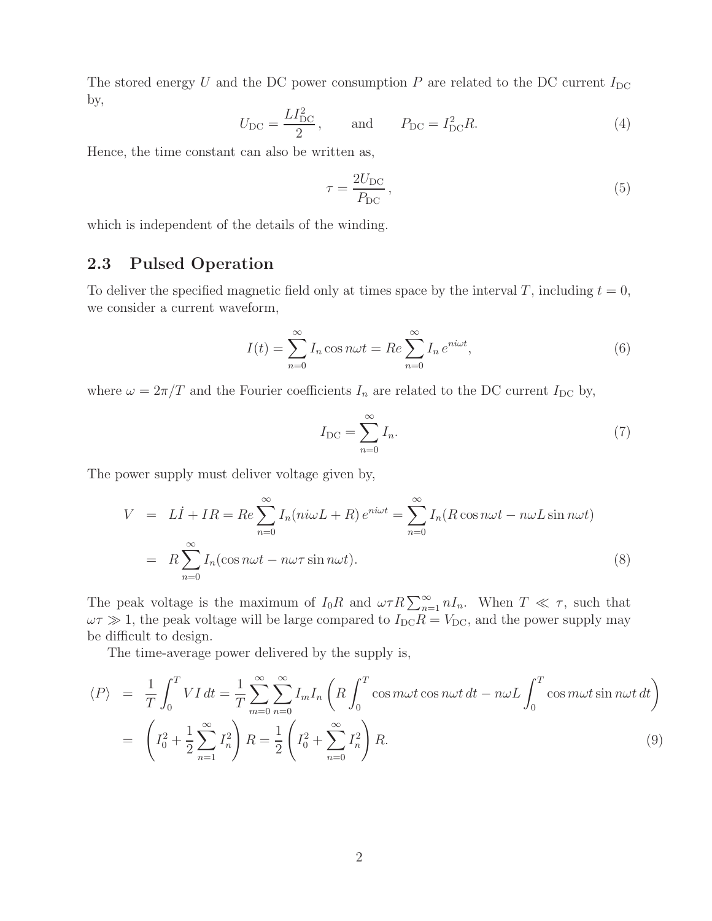The stored energy $U$ and the DC power consumption $P$ are related to the DC current $I_{\rm DC}$ by,

$$U_{\rm DC} = \frac{L I_{\rm DC}^2}{2}\,, \qquad \text{and} \qquad P_{\rm DC} = I_{\rm DC}^2 R. \tag{4}$$

Hence, the time constant can also be written as,

$$\tau = \frac{2U_{\rm DC}}{P_{\rm DC}}\,, \tag{5}$$

which is independent of the details of the winding.

## 2.3 Pulsed Operation

To deliver the specified magnetic field only at times space by the interval $T$, including $t = 0$, we consider a current waveform,

$$I(t) = \sum_{n=0}^{\infty} I_n \cos n\omega t = Re \sum_{n=0}^{\infty} I_n \, e^{ni\omega t}, \tag{6}$$

where $\omega = 2\pi/T$ and the Fourier coefficients $I_n$ are related to the DC current $I_{\rm DC}$ by,

$$I_{\rm DC} = \sum_{n=0}^{\infty} I_n. \tag{7}$$

The power supply must deliver voltage given by,

$$\begin{aligned} V &= L\dot{I} + IR = Re \sum_{n=0}^{\infty} I_n (ni\omega L + R)\, e^{ni\omega t} = \sum_{n=0}^{\infty} I_n (R\cos n\omega t - n\omega L \sin n\omega t) \\ &= R \sum_{n=0}^{\infty} I_n (\cos n\omega t - n\omega\tau \sin n\omega t). \end{aligned} \tag{8}$$

The peak voltage is the maximum of $I_0 R$ and $\omega\tau R \sum_{n=1}^{\infty} n I_n$. When $T \ll \tau$, such that $\omega\tau \gg 1$, the peak voltage will be large compared to $I_{\rm DC} R = V_{\rm DC}$, and the power supply may be difficult to design.

The time-average power delivered by the supply is,

$$\begin{aligned} \langle P \rangle &= \frac{1}{T}\int_0^T V I \, dt = \frac{1}{T} \sum_{m=0}^{\infty} \sum_{n=0}^{\infty} I_m I_n \left( R \int_0^T \cos m\omega t \cos n\omega t \, dt - n\omega L \int_0^T \cos m\omega t \sin n\omega t \, dt \right) \\ &= \left( I_0^2 + \frac{1}{2} \sum_{n=1}^{\infty} I_n^2 \right) R = \frac{1}{2} \left( I_0^2 + \sum_{n=0}^{\infty} I_n^2 \right) R. \end{aligned} \tag{9}$$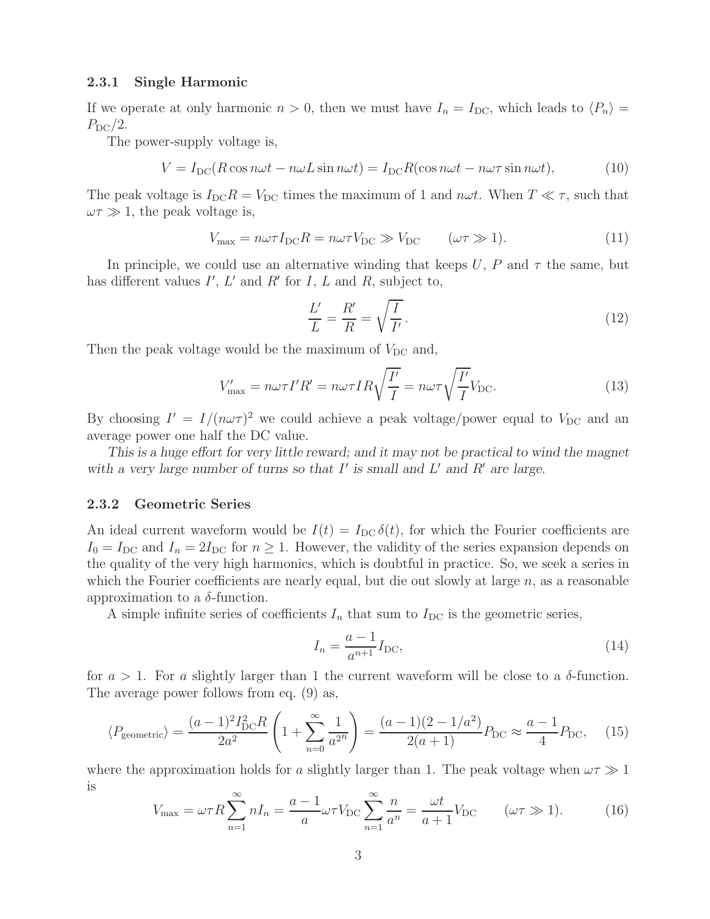### 2.3.1 Single Harmonic

If we operate at only harmonic $n > 0$, then we must have $I_n = I_{\rm DC}$, which leads to $\langle P_n \rangle = P_{\rm DC}/2$.

The power-supply voltage is,

$$V = I_{\rm DC}(R\cos n\omega t - n\omega L \sin n\omega t) = I_{\rm DC} R(\cos n\omega t - n\omega\tau \sin n\omega t), \tag{10}$$

The peak voltage is $I_{\rm DC}R = V_{\rm DC}$ times the maximum of 1 and $n\omega t$. When $T \ll \tau$, such that $\omega\tau \gg 1$, the peak voltage is,

$$V_{\rm max} = n\omega\tau I_{\rm DC} R = n\omega\tau V_{\rm DC} \gg V_{\rm DC} \qquad (\omega\tau \gg 1). \tag{11}$$

In principle, we could use an alternative winding that keeps $U$, $P$ and $\tau$ the same, but has different values $I'$, $L'$ and $R'$ for $I$, $L$ and $R$, subject to,

$$\frac{L'}{L} = \frac{R'}{R} = \sqrt{\frac{I}{I'}}\,. \tag{12}$$

Then the peak voltage would be the maximum of $V_{\rm DC}$ and,

$$V'_{\rm max} = n\omega\tau I' R' = n\omega\tau I R \sqrt{\frac{I'}{I}} = n\omega\tau \sqrt{\frac{I'}{I}} V_{\rm DC}. \tag{13}$$

By choosing $I' = I/(n\omega\tau)^2$ we could achieve a peak voltage/power equal to $V_{\rm DC}$ and an average power one half the DC value.

*This is a huge effort for very little reward; and it may not be practical to wind the magnet with a very large number of turns so that $I'$ is small and $L'$ and $R'$ are large.*

### 2.3.2 Geometric Series

An ideal current waveform would be $I(t) = I_{\rm DC}\,\delta(t)$, for which the Fourier coefficients are $I_0 = I_{\rm DC}$ and $I_n = 2I_{\rm DC}$ for $n \geq 1$. However, the validity of the series expansion depends on the quality of the very high harmonics, which is doubtful in practice. So, we seek a series in which the Fourier coefficients are nearly equal, but die out slowly at large $n$, as a reasonable approximation to a $\delta$-function.

A simple infinite series of coefficients $I_n$ that sum to $I_{\rm DC}$ is the geometric series,

$$I_n = \frac{a-1}{a^{n+1}} I_{\rm DC}, \tag{14}$$

for $a > 1$. For $a$ slightly larger than 1 the current waveform will be close to a $\delta$-function. The average power follows from eq. (9) as,

$$\langle P_{\rm geometric} \rangle = \frac{(a-1)^2 I_{\rm DC}^2 R}{2a^2}\left(1 + \sum_{n=0}^{\infty} \frac{1}{a^{2n}}\right) = \frac{(a-1)(2-1/a^2)}{2(a+1)} P_{\rm DC} \approx \frac{a-1}{4} P_{\rm DC}, \tag{15}$$

where the approximation holds for $a$ slightly larger than 1. The peak voltage when $\omega\tau \gg 1$ is

$$V_{\rm max} = \omega\tau R \sum_{n=1}^{\infty} n I_n = \frac{a-1}{a}\omega\tau V_{\rm DC} \sum_{n=1}^{\infty} \frac{n}{a^n} = \frac{\omega t}{a+1} V_{\rm DC} \qquad (\omega\tau \gg 1). \tag{16}$$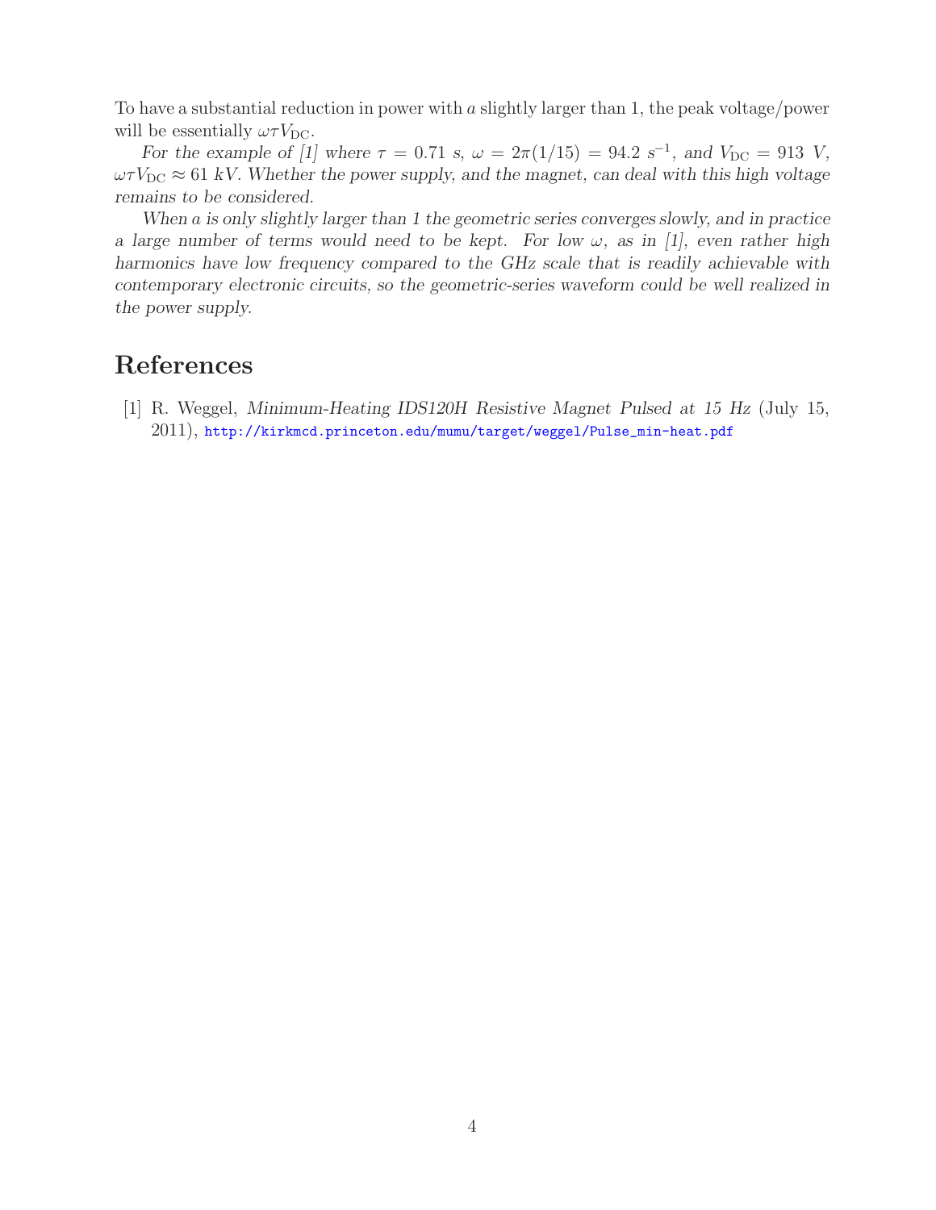To have a substantial reduction in power with $a$ slightly larger than 1, the peak voltage/power will be essentially $\omega\tau V_{\rm DC}$.

*For the example of [1] where $\tau = 0.71$ s, $\omega = 2\pi(1/15) = 94.2$ s$^{-1}$, and $V_{\rm DC} = 913$ V, $\omega\tau V_{\rm DC} \approx 61$ kV. Whether the power supply, and the magnet, can deal with this high voltage remains to be considered.*

*When $a$ is only slightly larger than 1 the geometric series converges slowly, and in practice a large number of terms would need to be kept. For low $\omega$, as in [1], even rather high harmonics have low frequency compared to the GHz scale that is readily achievable with contemporary electronic circuits, so the geometric-series waveform could be well realized in the power supply.*

## References

[1] R. Weggel, *Minimum-Heating IDS120H Resistive Magnet Pulsed at 15 Hz* (July 15, 2011), http://kirkmcd.princeton.edu/mumu/target/weggel/Pulse_min-heat.pdf